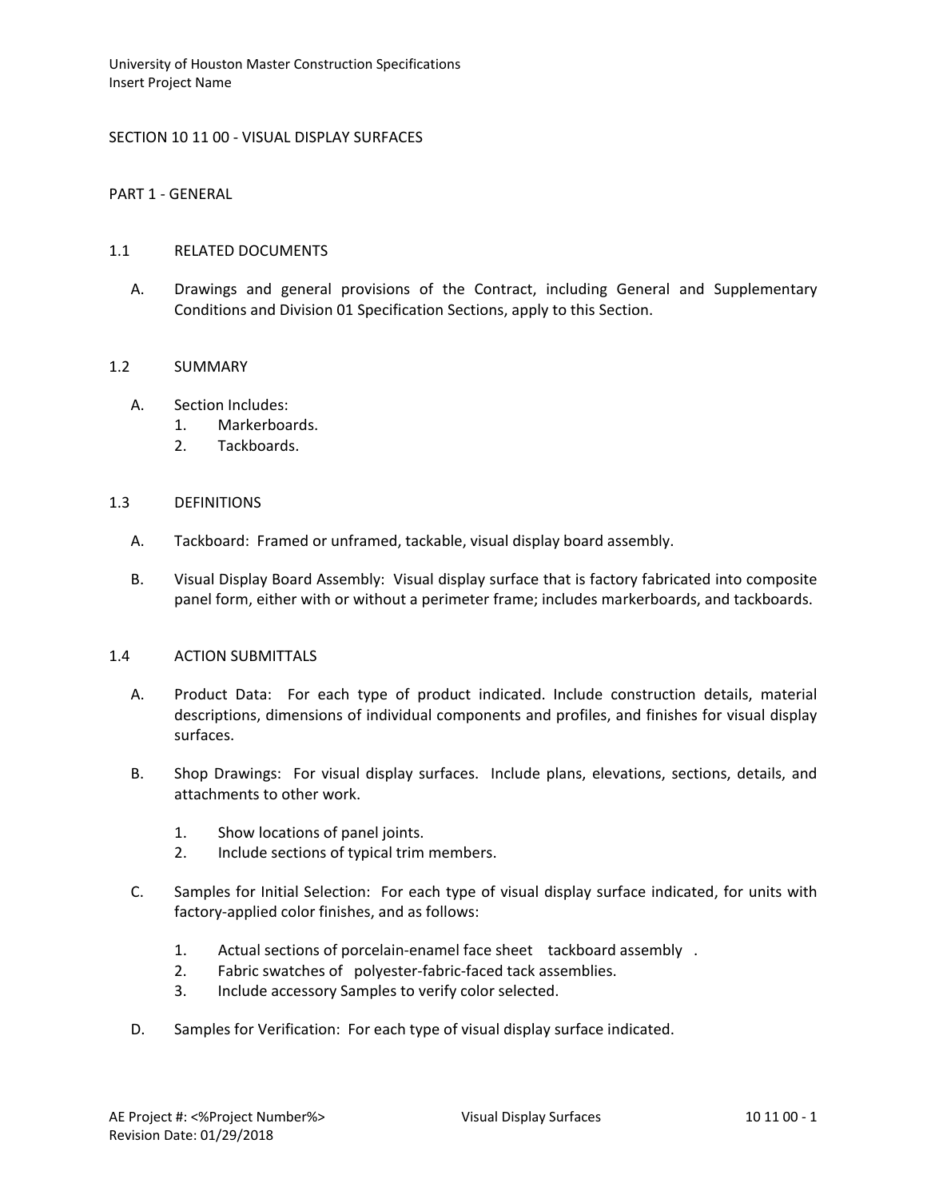# SECTION 10 11 00 - VISUAL DISPLAY SURFACES

## PART 1 - GENERAL

### 1.1 RELATED DOCUMENTS

A. Drawings and general provisions of the Contract, including General and Supplementary Conditions and Division 01 Specification Sections, apply to this Section.

### 1.2 SUMMARY

A. Section Includes:
   1. Markerboards.
   2. Tackboards.

### 1.3 DEFINITIONS

A. Tackboard: Framed or unframed, tackable, visual display board assembly.

B. Visual Display Board Assembly: Visual display surface that is factory fabricated into composite panel form, either with or without a perimeter frame; includes markerboards, and tackboards.

### 1.4 ACTION SUBMITTALS

A. Product Data: For each type of product indicated. Include construction details, material descriptions, dimensions of individual components and profiles, and finishes for visual display surfaces.

B. Shop Drawings: For visual display surfaces. Include plans, elevations, sections, details, and attachments to other work.

   1. Show locations of panel joints.
   2. Include sections of typical trim members.

C. Samples for Initial Selection: For each type of visual display surface indicated, for units with factory-applied color finishes, and as follows:

   1. Actual sections of porcelain-enamel face sheet tackboard assembly .
   2. Fabric swatches of polyester-fabric-faced tack assemblies.
   3. Include accessory Samples to verify color selected.

D. Samples for Verification: For each type of visual display surface indicated.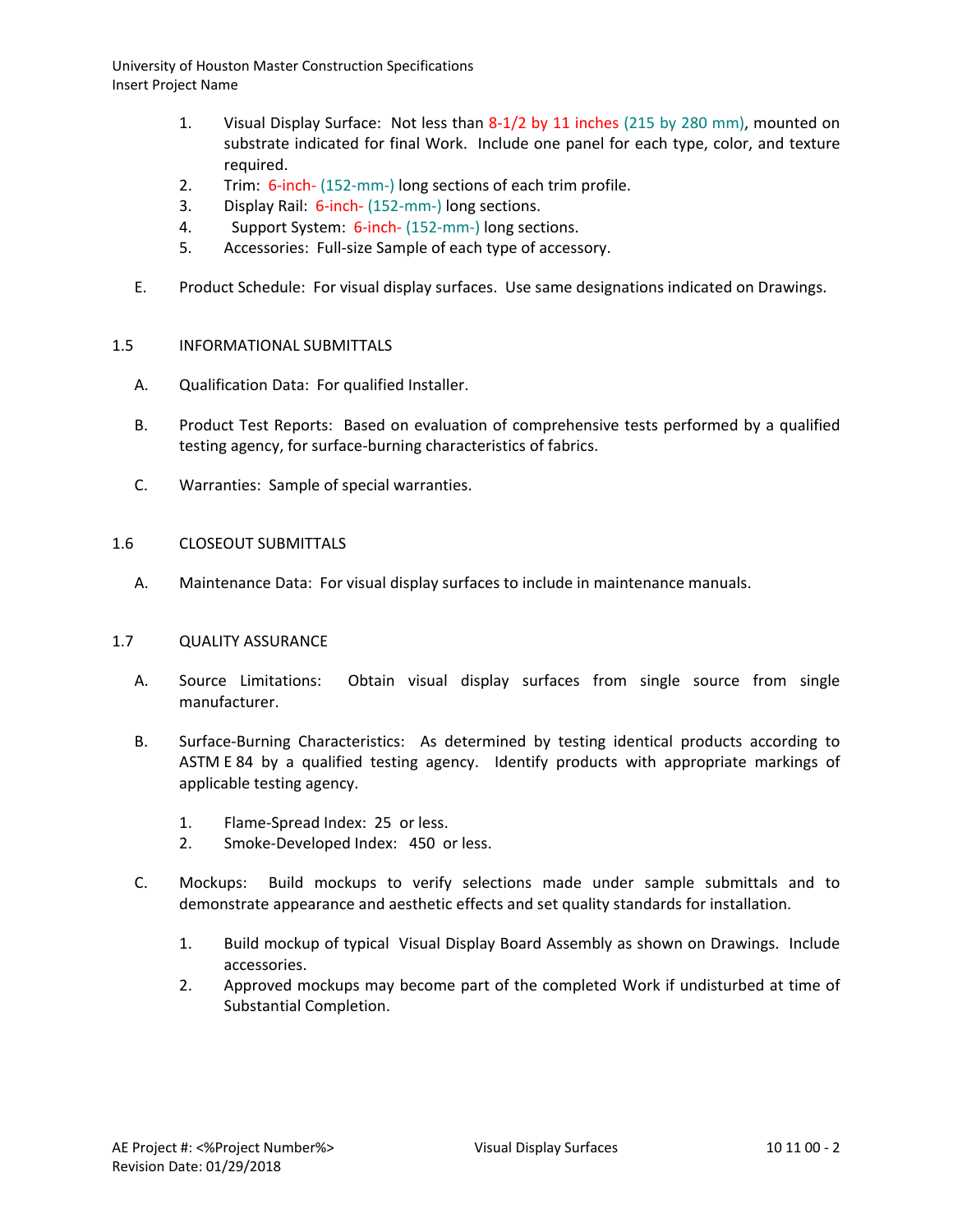1. Visual Display Surface: Not less than 8-1/2 by 11 inches (215 by 280 mm), mounted on substrate indicated for final Work. Include one panel for each type, color, and texture required.
2. Trim: 6-inch- (152-mm-) long sections of each trim profile.
3. Display Rail: 6-inch- (152-mm-) long sections.
4. Support System: 6-inch- (152-mm-) long sections.
5. Accessories: Full-size Sample of each type of accessory.

E. Product Schedule: For visual display surfaces. Use same designations indicated on Drawings.

## 1.5 INFORMATIONAL SUBMITTALS

A. Qualification Data: For qualified Installer.

B. Product Test Reports: Based on evaluation of comprehensive tests performed by a qualified testing agency, for surface-burning characteristics of fabrics.

C. Warranties: Sample of special warranties.

## 1.6 CLOSEOUT SUBMITTALS

A. Maintenance Data: For visual display surfaces to include in maintenance manuals.

## 1.7 QUALITY ASSURANCE

A. Source Limitations: Obtain visual display surfaces from single source from single manufacturer.

B. Surface-Burning Characteristics: As determined by testing identical products according to ASTM E 84 by a qualified testing agency. Identify products with appropriate markings of applicable testing agency.

1. Flame-Spread Index: 25 or less.
2. Smoke-Developed Index: 450 or less.

C. Mockups: Build mockups to verify selections made under sample submittals and to demonstrate appearance and aesthetic effects and set quality standards for installation.

1. Build mockup of typical Visual Display Board Assembly as shown on Drawings. Include accessories.
2. Approved mockups may become part of the completed Work if undisturbed at time of Substantial Completion.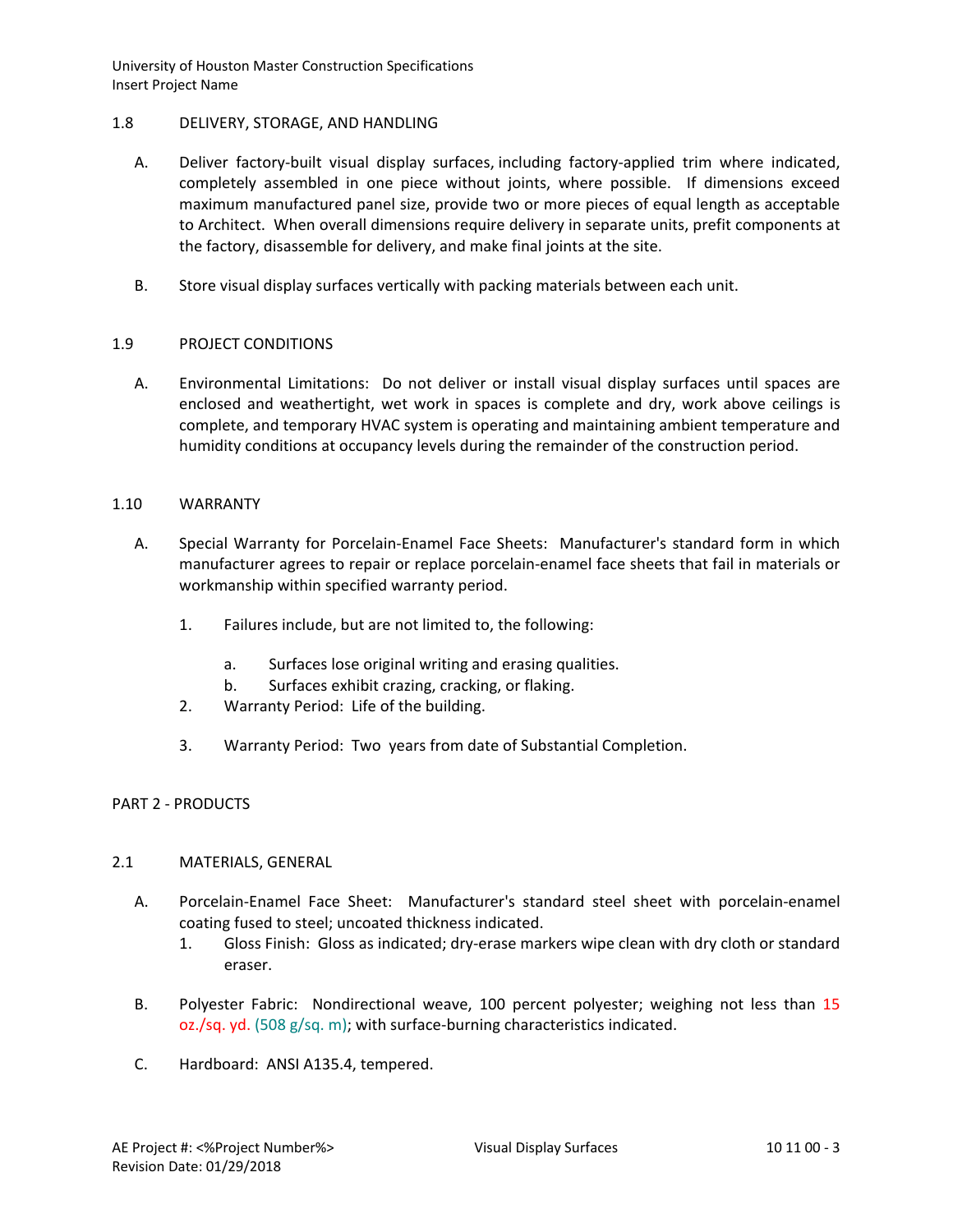## 1.8 DELIVERY, STORAGE, AND HANDLING

A. Deliver factory-built visual display surfaces, including factory-applied trim where indicated, completely assembled in one piece without joints, where possible. If dimensions exceed maximum manufactured panel size, provide two or more pieces of equal length as acceptable to Architect. When overall dimensions require delivery in separate units, prefit components at the factory, disassemble for delivery, and make final joints at the site.

B. Store visual display surfaces vertically with packing materials between each unit.

## 1.9 PROJECT CONDITIONS

A. Environmental Limitations: Do not deliver or install visual display surfaces until spaces are enclosed and weathertight, wet work in spaces is complete and dry, work above ceilings is complete, and temporary HVAC system is operating and maintaining ambient temperature and humidity conditions at occupancy levels during the remainder of the construction period.

## 1.10 WARRANTY

A. Special Warranty for Porcelain-Enamel Face Sheets: Manufacturer's standard form in which manufacturer agrees to repair or replace porcelain-enamel face sheets that fail in materials or workmanship within specified warranty period.

1. Failures include, but are not limited to, the following:
   a. Surfaces lose original writing and erasing qualities.
   b. Surfaces exhibit crazing, cracking, or flaking.
2. Warranty Period: Life of the building.
3. Warranty Period: Two years from date of Substantial Completion.

# PART 2 - PRODUCTS

## 2.1 MATERIALS, GENERAL

A. Porcelain-Enamel Face Sheet: Manufacturer's standard steel sheet with porcelain-enamel coating fused to steel; uncoated thickness indicated.
1. Gloss Finish: Gloss as indicated; dry-erase markers wipe clean with dry cloth or standard eraser.

B. Polyester Fabric: Nondirectional weave, 100 percent polyester; weighing not less than 15 oz./sq. yd. (508 g/sq. m); with surface-burning characteristics indicated.

C. Hardboard: ANSI A135.4, tempered.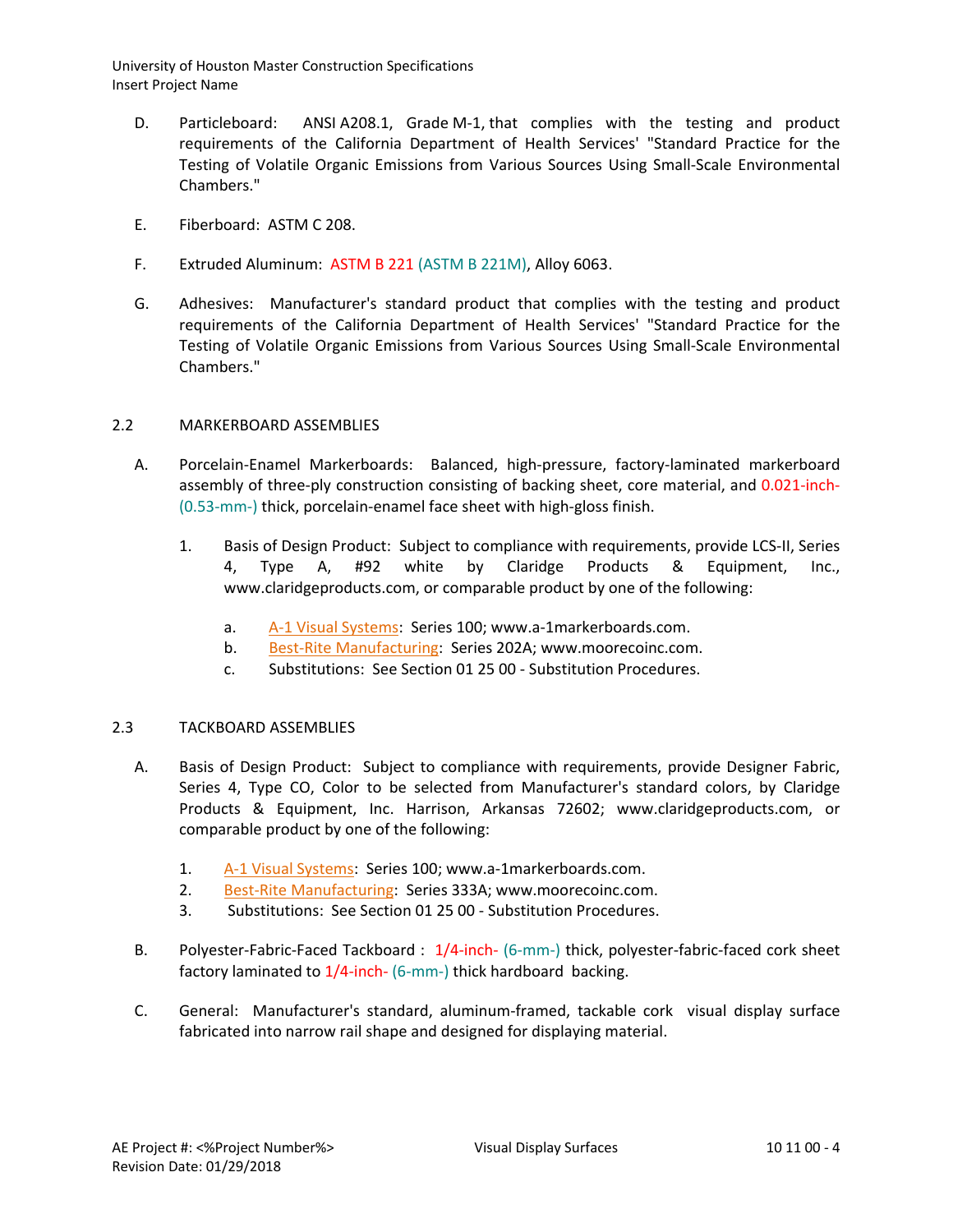D. Particleboard: ANSI A208.1, Grade M-1, that complies with the testing and product requirements of the California Department of Health Services' "Standard Practice for the Testing of Volatile Organic Emissions from Various Sources Using Small-Scale Environmental Chambers."

E. Fiberboard: ASTM C 208.

F. Extruded Aluminum: ASTM B 221 (ASTM B 221M), Alloy 6063.

G. Adhesives: Manufacturer's standard product that complies with the testing and product requirements of the California Department of Health Services' "Standard Practice for the Testing of Volatile Organic Emissions from Various Sources Using Small-Scale Environmental Chambers."

## 2.2 MARKERBOARD ASSEMBLIES

A. Porcelain-Enamel Markerboards: Balanced, high-pressure, factory-laminated markerboard assembly of three-ply construction consisting of backing sheet, core material, and 0.021-inch- (0.53-mm-) thick, porcelain-enamel face sheet with high-gloss finish.

1. Basis of Design Product: Subject to compliance with requirements, provide LCS-II, Series 4, Type A, #92 white by Claridge Products & Equipment, Inc., www.claridgeproducts.com, or comparable product by one of the following:

   a. A-1 Visual Systems: Series 100; www.a-1markerboards.com.
   b. Best-Rite Manufacturing: Series 202A; www.moorecoinc.com.
   c. Substitutions: See Section 01 25 00 - Substitution Procedures.

## 2.3 TACKBOARD ASSEMBLIES

A. Basis of Design Product: Subject to compliance with requirements, provide Designer Fabric, Series 4, Type CO, Color to be selected from Manufacturer's standard colors, by Claridge Products & Equipment, Inc. Harrison, Arkansas 72602; www.claridgeproducts.com, or comparable product by one of the following:

1. A-1 Visual Systems: Series 100; www.a-1markerboards.com.
2. Best-Rite Manufacturing: Series 333A; www.moorecoinc.com.
3. Substitutions: See Section 01 25 00 - Substitution Procedures.

B. Polyester-Fabric-Faced Tackboard : 1/4-inch- (6-mm-) thick, polyester-fabric-faced cork sheet factory laminated to 1/4-inch- (6-mm-) thick hardboard backing.

C. General: Manufacturer's standard, aluminum-framed, tackable cork visual display surface fabricated into narrow rail shape and designed for displaying material.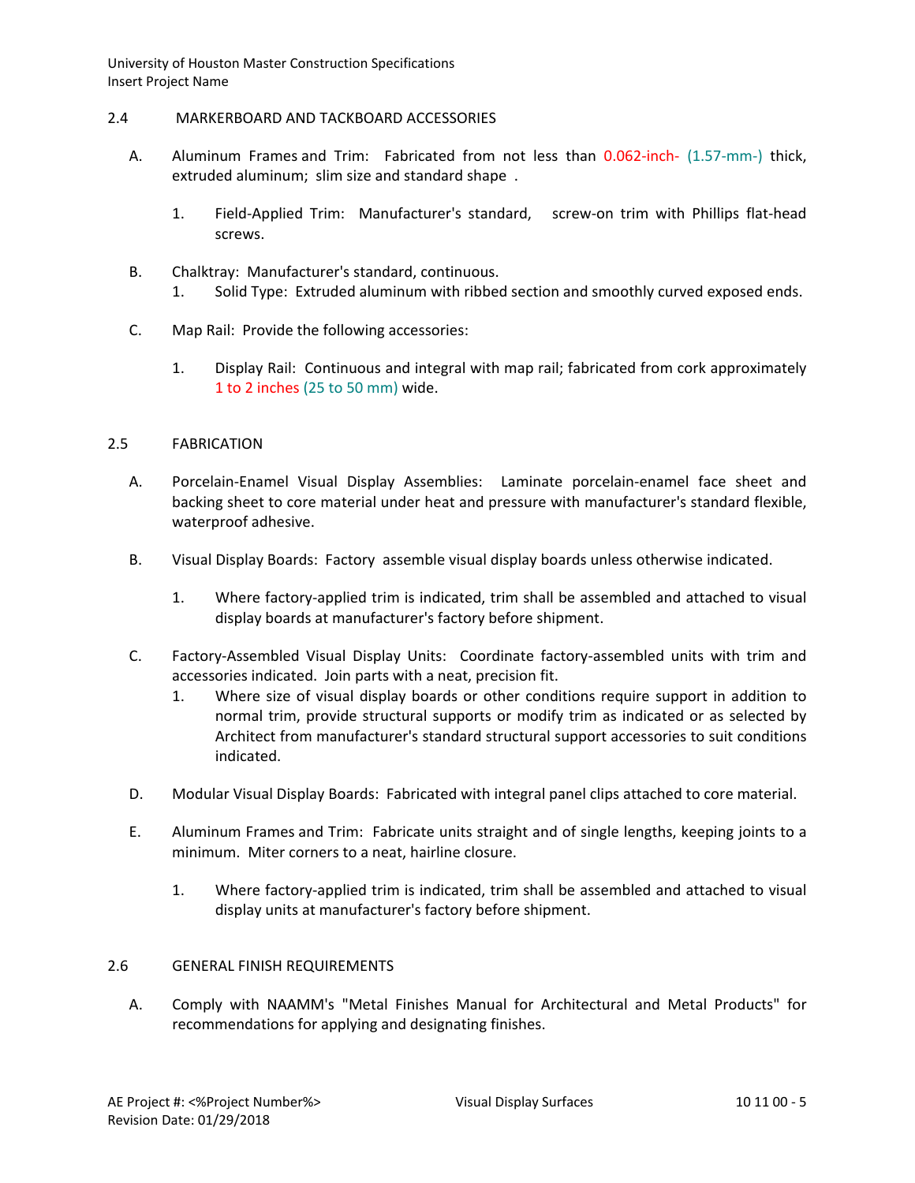## 2.4 MARKERBOARD AND TACKBOARD ACCESSORIES

A. Aluminum Frames and Trim: Fabricated from not less than 0.062-inch- (1.57-mm-) thick, extruded aluminum; slim size and standard shape .

1. Field-Applied Trim: Manufacturer's standard, screw-on trim with Phillips flat-head screws.

B. Chalktray: Manufacturer's standard, continuous.

1. Solid Type: Extruded aluminum with ribbed section and smoothly curved exposed ends.

C. Map Rail: Provide the following accessories:

1. Display Rail: Continuous and integral with map rail; fabricated from cork approximately 1 to 2 inches (25 to 50 mm) wide.

## 2.5 FABRICATION

A. Porcelain-Enamel Visual Display Assemblies: Laminate porcelain-enamel face sheet and backing sheet to core material under heat and pressure with manufacturer's standard flexible, waterproof adhesive.

B. Visual Display Boards: Factory assemble visual display boards unless otherwise indicated.

1. Where factory-applied trim is indicated, trim shall be assembled and attached to visual display boards at manufacturer's factory before shipment.

C. Factory-Assembled Visual Display Units: Coordinate factory-assembled units with trim and accessories indicated. Join parts with a neat, precision fit.

1. Where size of visual display boards or other conditions require support in addition to normal trim, provide structural supports or modify trim as indicated or as selected by Architect from manufacturer's standard structural support accessories to suit conditions indicated.

D. Modular Visual Display Boards: Fabricated with integral panel clips attached to core material.

E. Aluminum Frames and Trim: Fabricate units straight and of single lengths, keeping joints to a minimum. Miter corners to a neat, hairline closure.

1. Where factory-applied trim is indicated, trim shall be assembled and attached to visual display units at manufacturer's factory before shipment.

## 2.6 GENERAL FINISH REQUIREMENTS

A. Comply with NAAMM's "Metal Finishes Manual for Architectural and Metal Products" for recommendations for applying and designating finishes.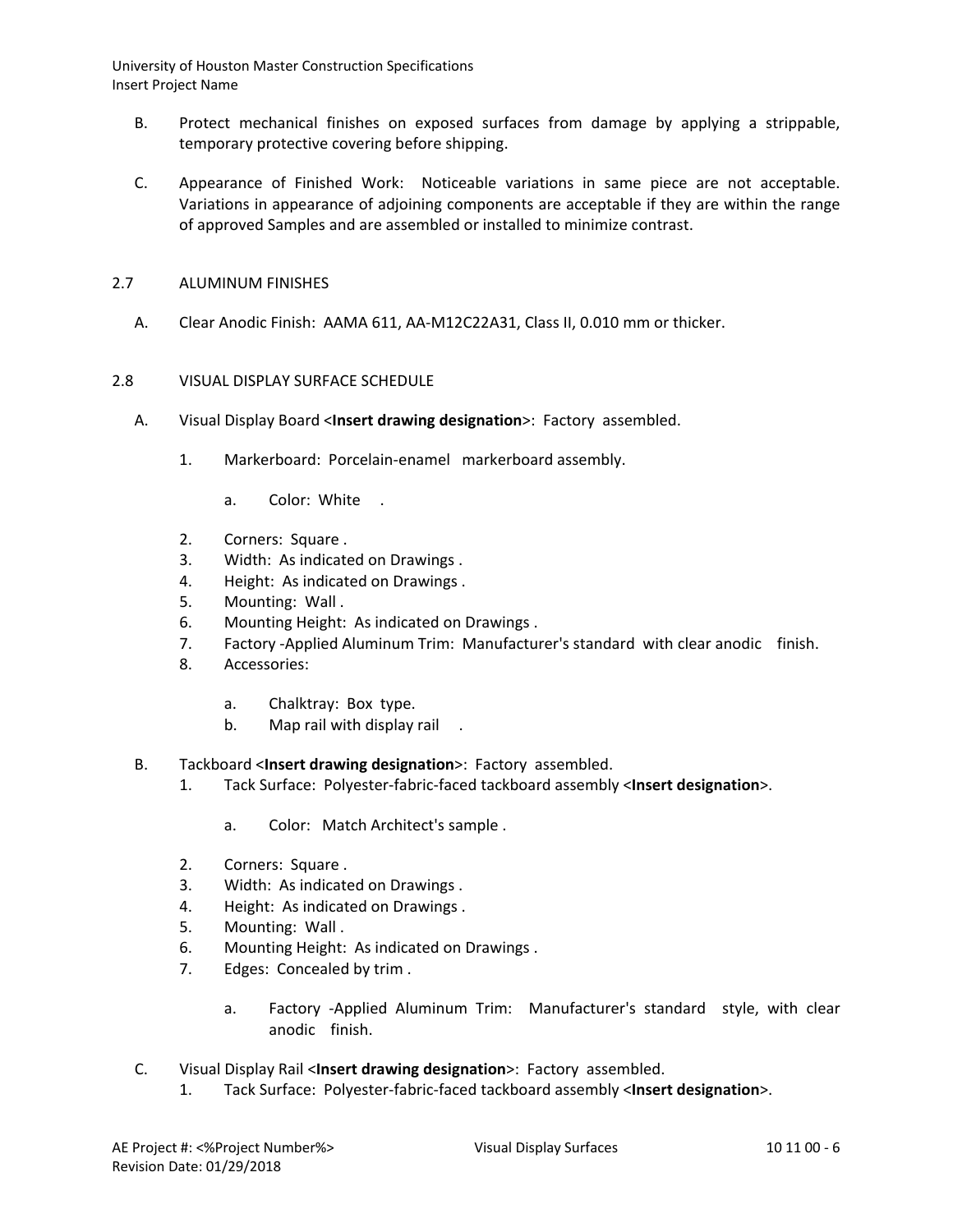B. Protect mechanical finishes on exposed surfaces from damage by applying a strippable, temporary protective covering before shipping.

C. Appearance of Finished Work: Noticeable variations in same piece are not acceptable. Variations in appearance of adjoining components are acceptable if they are within the range of approved Samples and are assembled or installed to minimize contrast.

## 2.7 ALUMINUM FINISHES

A. Clear Anodic Finish: AAMA 611, AA-M12C22A31, Class II, 0.010 mm or thicker.

## 2.8 VISUAL DISPLAY SURFACE SCHEDULE

A. Visual Display Board <**Insert drawing designation**>: Factory assembled.

1. Markerboard: Porcelain-enamel markerboard assembly.
   a. Color: White .
2. Corners: Square .
3. Width: As indicated on Drawings .
4. Height: As indicated on Drawings .
5. Mounting: Wall .
6. Mounting Height: As indicated on Drawings .
7. Factory -Applied Aluminum Trim: Manufacturer's standard with clear anodic finish.
8. Accessories:
   a. Chalktray: Box type.
   b. Map rail with display rail .

B. Tackboard <**Insert drawing designation**>: Factory assembled.

1. Tack Surface: Polyester-fabric-faced tackboard assembly <**Insert designation**>.
   a. Color: Match Architect's sample .
2. Corners: Square .
3. Width: As indicated on Drawings .
4. Height: As indicated on Drawings .
5. Mounting: Wall .
6. Mounting Height: As indicated on Drawings .
7. Edges: Concealed by trim .
   a. Factory -Applied Aluminum Trim: Manufacturer's standard style, with clear anodic finish.

C. Visual Display Rail <**Insert drawing designation**>: Factory assembled.

1. Tack Surface: Polyester-fabric-faced tackboard assembly <**Insert designation**>.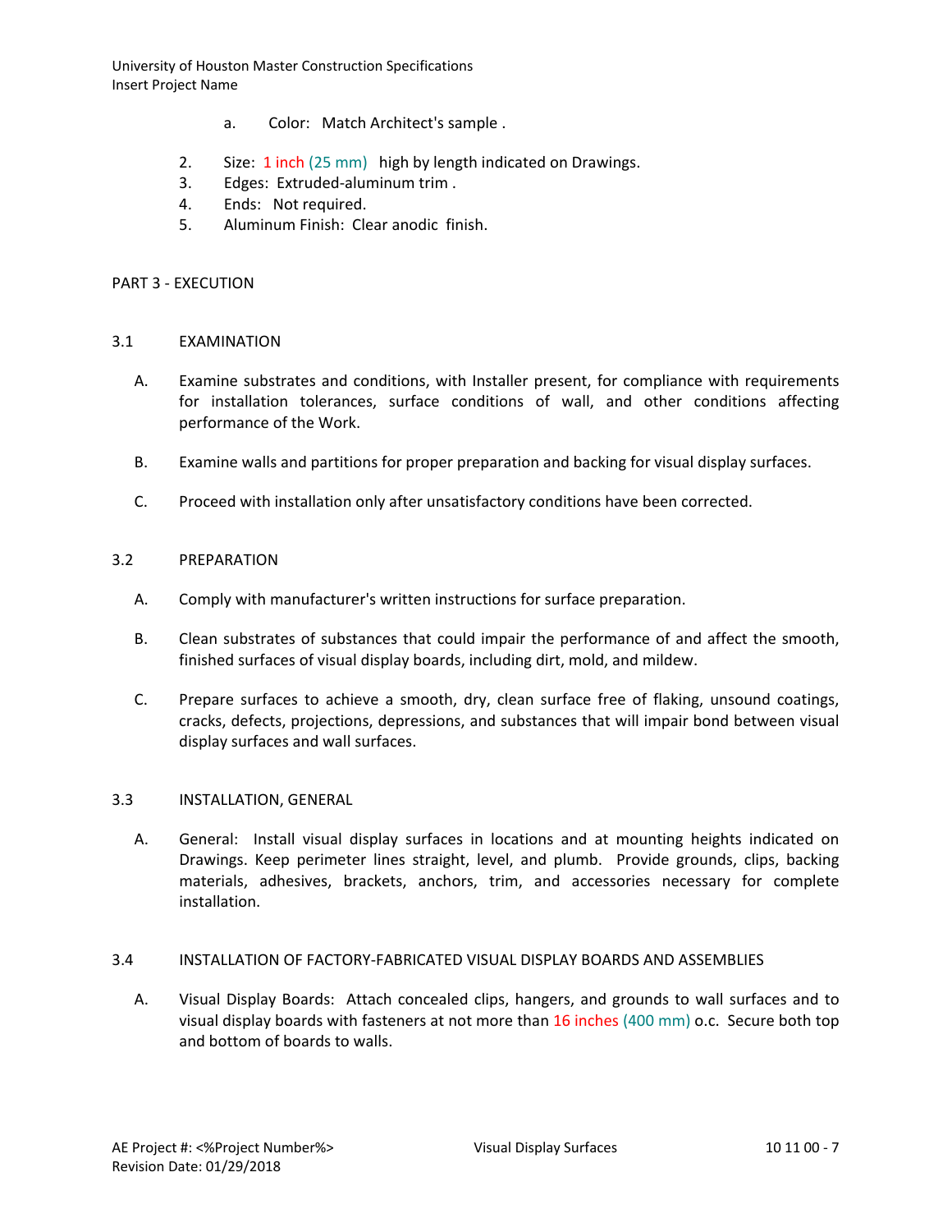a. Color: Match Architect's sample .

2. Size: 1 inch (25 mm) high by length indicated on Drawings.
3. Edges: Extruded-aluminum trim .
4. Ends: Not required.
5. Aluminum Finish: Clear anodic finish.

## PART 3 - EXECUTION

### 3.1 EXAMINATION

A. Examine substrates and conditions, with Installer present, for compliance with requirements for installation tolerances, surface conditions of wall, and other conditions affecting performance of the Work.

B. Examine walls and partitions for proper preparation and backing for visual display surfaces.

C. Proceed with installation only after unsatisfactory conditions have been corrected.

### 3.2 PREPARATION

A. Comply with manufacturer's written instructions for surface preparation.

B. Clean substrates of substances that could impair the performance of and affect the smooth, finished surfaces of visual display boards, including dirt, mold, and mildew.

C. Prepare surfaces to achieve a smooth, dry, clean surface free of flaking, unsound coatings, cracks, defects, projections, depressions, and substances that will impair bond between visual display surfaces and wall surfaces.

### 3.3 INSTALLATION, GENERAL

A. General: Install visual display surfaces in locations and at mounting heights indicated on Drawings. Keep perimeter lines straight, level, and plumb. Provide grounds, clips, backing materials, adhesives, brackets, anchors, trim, and accessories necessary for complete installation.

### 3.4 INSTALLATION OF FACTORY-FABRICATED VISUAL DISPLAY BOARDS AND ASSEMBLIES

A. Visual Display Boards: Attach concealed clips, hangers, and grounds to wall surfaces and to visual display boards with fasteners at not more than 16 inches (400 mm) o.c. Secure both top and bottom of boards to walls.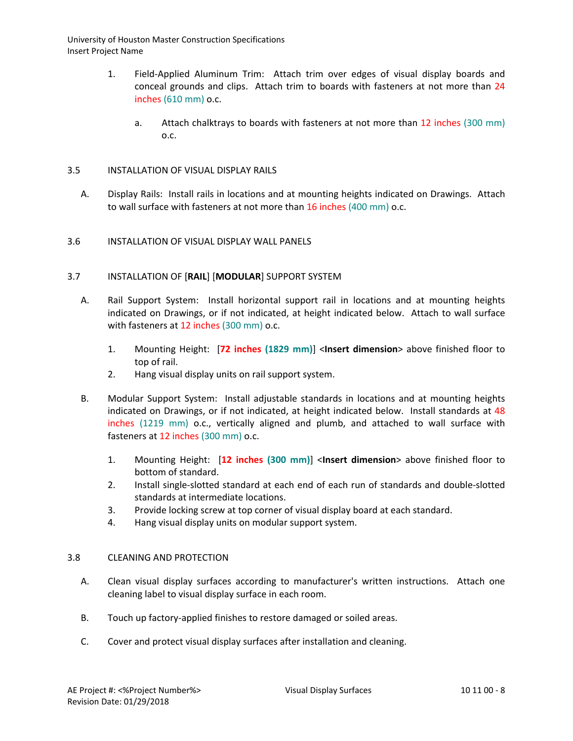1. Field-Applied Aluminum Trim: Attach trim over edges of visual display boards and conceal grounds and clips. Attach trim to boards with fasteners at not more than 24 inches (610 mm) o.c.

   a. Attach chalktrays to boards with fasteners at not more than 12 inches (300 mm) o.c.

## 3.5 INSTALLATION OF VISUAL DISPLAY RAILS

A. Display Rails: Install rails in locations and at mounting heights indicated on Drawings. Attach to wall surface with fasteners at not more than 16 inches (400 mm) o.c.

## 3.6 INSTALLATION OF VISUAL DISPLAY WALL PANELS

## 3.7 INSTALLATION OF [**RAIL**] [**MODULAR**] SUPPORT SYSTEM

A. Rail Support System: Install horizontal support rail in locations and at mounting heights indicated on Drawings, or if not indicated, at height indicated below. Attach to wall surface with fasteners at 12 inches (300 mm) o.c.

   1. Mounting Height: [**72 inches (1829 mm)**] <**Insert dimension**> above finished floor to top of rail.
   2. Hang visual display units on rail support system.

B. Modular Support System: Install adjustable standards in locations and at mounting heights indicated on Drawings, or if not indicated, at height indicated below. Install standards at 48 inches (1219 mm) o.c., vertically aligned and plumb, and attached to wall surface with fasteners at 12 inches (300 mm) o.c.

   1. Mounting Height: [**12 inches (300 mm)**] <**Insert dimension**> above finished floor to bottom of standard.
   2. Install single-slotted standard at each end of each run of standards and double-slotted standards at intermediate locations.
   3. Provide locking screw at top corner of visual display board at each standard.
   4. Hang visual display units on modular support system.

## 3.8 CLEANING AND PROTECTION

A. Clean visual display surfaces according to manufacturer's written instructions. Attach one cleaning label to visual display surface in each room.

B. Touch up factory-applied finishes to restore damaged or soiled areas.

C. Cover and protect visual display surfaces after installation and cleaning.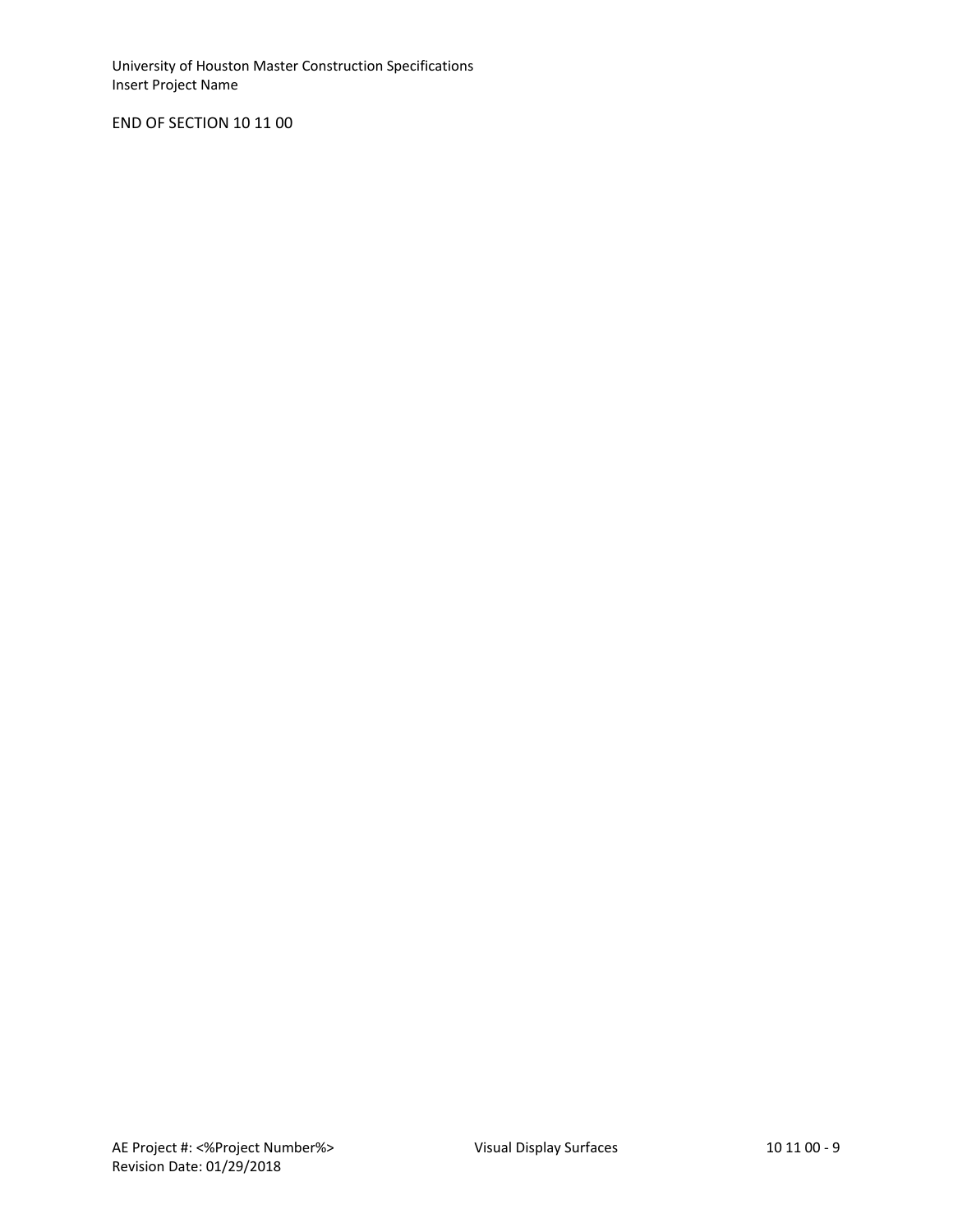END OF SECTION 10 11 00